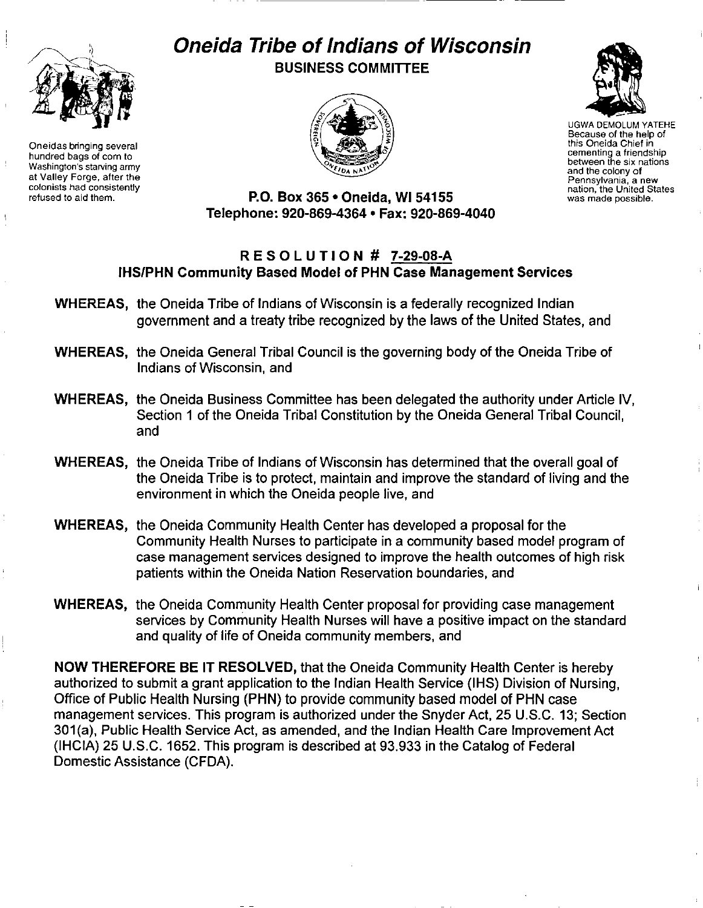# Oneida Tribe of Indians of Wisconsin

**BUSINESS COMMITTEE**

Oneidas bringing several hundred bags of corn to Washington's starving army at Valley Forge, after the colonists had consistently refused to aid them.

UGWA DEMOLUM YATEHE Because of the help of this Oneida Chief in cementing a friendship between the six nations and the colony of Pennsylvania, a new nation, the United States was made possible.

**P.O. Box 365 • Oneida, WI 54155**
**Telephone: 920-869-4364 • Fax: 920-869-4040**

## RESOLUTION # 7-29-08-A
## IHS/PHN Community Based Model of PHN Case Management Services

**WHEREAS,** the Oneida Tribe of Indians of Wisconsin is a federally recognized Indian government and a treaty tribe recognized by the laws of the United States, and

**WHEREAS,** the Oneida General Tribal Council is the governing body of the Oneida Tribe of Indians of Wisconsin, and

**WHEREAS,** the Oneida Business Committee has been delegated the authority under Article IV, Section 1 of the Oneida Tribal Constitution by the Oneida General Tribal Council, and

**WHEREAS,** the Oneida Tribe of Indians of Wisconsin has determined that the overall goal of the Oneida Tribe is to protect, maintain and improve the standard of living and the environment in which the Oneida people live, and

**WHEREAS,** the Oneida Community Health Center has developed a proposal for the Community Health Nurses to participate in a community based model program of case management services designed to improve the health outcomes of high risk patients within the Oneida Nation Reservation boundaries, and

**WHEREAS,** the Oneida Community Health Center proposal for providing case management services by Community Health Nurses will have a positive impact on the standard and quality of life of Oneida community members, and

**NOW THEREFORE BE IT RESOLVED,** that the Oneida Community Health Center is hereby authorized to submit a grant application to the Indian Health Service (IHS) Division of Nursing, Office of Public Health Nursing (PHN) to provide community based model of PHN case management services. This program is authorized under the Snyder Act, 25 U.S.C. 13; Section 301(a), Public Health Service Act, as amended, and the Indian Health Care Improvement Act (IHCIA) 25 U.S.C. 1652. This program is described at 93.933 in the Catalog of Federal Domestic Assistance (CFDA).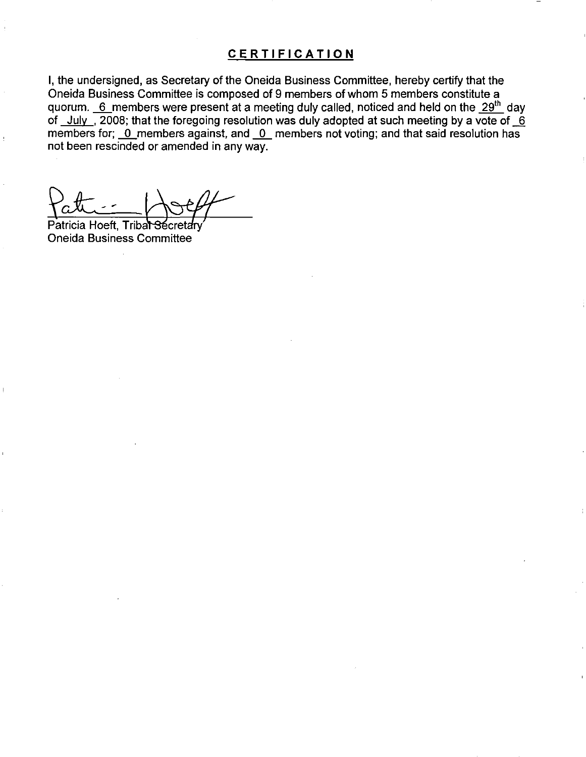## CERTIFICATION

I, the undersigned, as Secretary of the Oneida Business Committee, hereby certify that the Oneida Business Committee is composed of 9 members of whom 5 members constitute a quorum. 6 members were present at a meeting duly called, noticed and held on the 29th day of July, 2008; that the foregoing resolution was duly adopted at such meeting by a vote of 6 members for; 0 members against, and 0 members not voting; and that said resolution has not been rescinded or amended in any way.

Patricia Hoeft, Tribal Secretary
Oneida Business Committee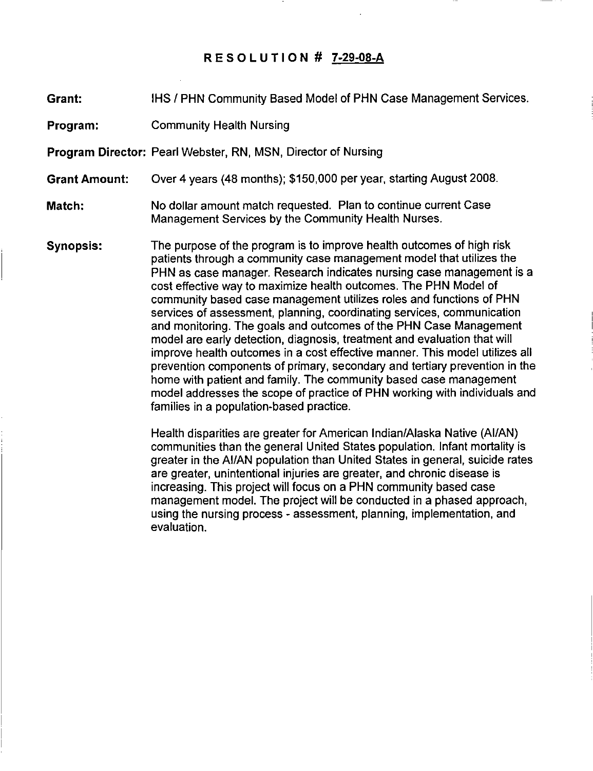# RESOLUTION # 7-29-08-A

**Grant:** IHS / PHN Community Based Model of PHN Case Management Services.

**Program:** Community Health Nursing

**Program Director:** Pearl Webster, RN, MSN, Director of Nursing

**Grant Amount:** Over 4 years (48 months); $150,000 per year, starting August 2008.

**Match:** No dollar amount match requested. Plan to continue current Case Management Services by the Community Health Nurses.

**Synopsis:** The purpose of the program is to improve health outcomes of high risk patients through a community case management model that utilizes the PHN as case manager. Research indicates nursing case management is a cost effective way to maximize health outcomes. The PHN Model of community based case management utilizes roles and functions of PHN services of assessment, planning, coordinating services, communication and monitoring. The goals and outcomes of the PHN Case Management model are early detection, diagnosis, treatment and evaluation that will improve health outcomes in a cost effective manner. This model utilizes all prevention components of primary, secondary and tertiary prevention in the home with patient and family. The community based case management model addresses the scope of practice of PHN working with individuals and families in a population-based practice.

Health disparities are greater for American Indian/Alaska Native (AI/AN) communities than the general United States population. Infant mortality is greater in the AI/AN population than United States in general, suicide rates are greater, unintentional injuries are greater, and chronic disease is increasing. This project will focus on a PHN community based case management model. The project will be conducted in a phased approach, using the nursing process - assessment, planning, implementation, and evaluation.